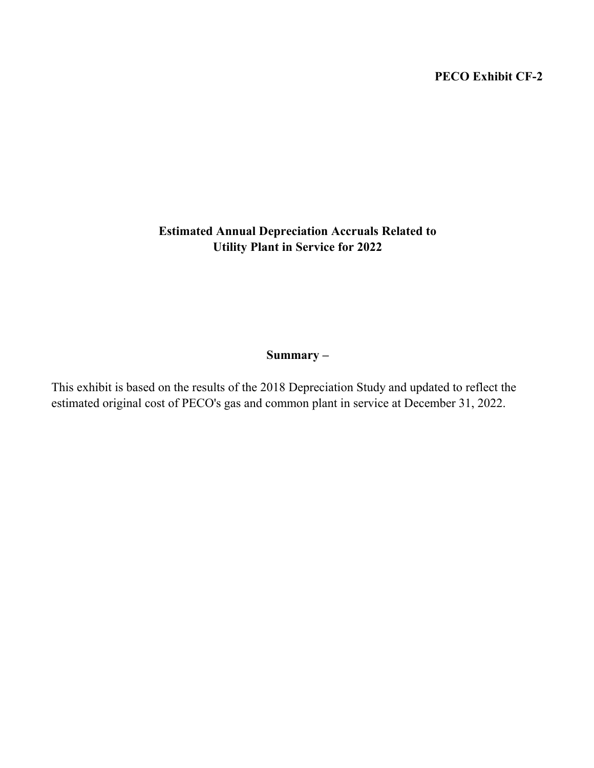**PECO Exhibit CF-2**

# Estimated Annual Depreciation Accruals Related to Utility Plant in Service for 2022

## Summary –

This exhibit is based on the results of the 2018 Depreciation Study and updated to reflect the estimated original cost of PECO's gas and common plant in service at December 31, 2022.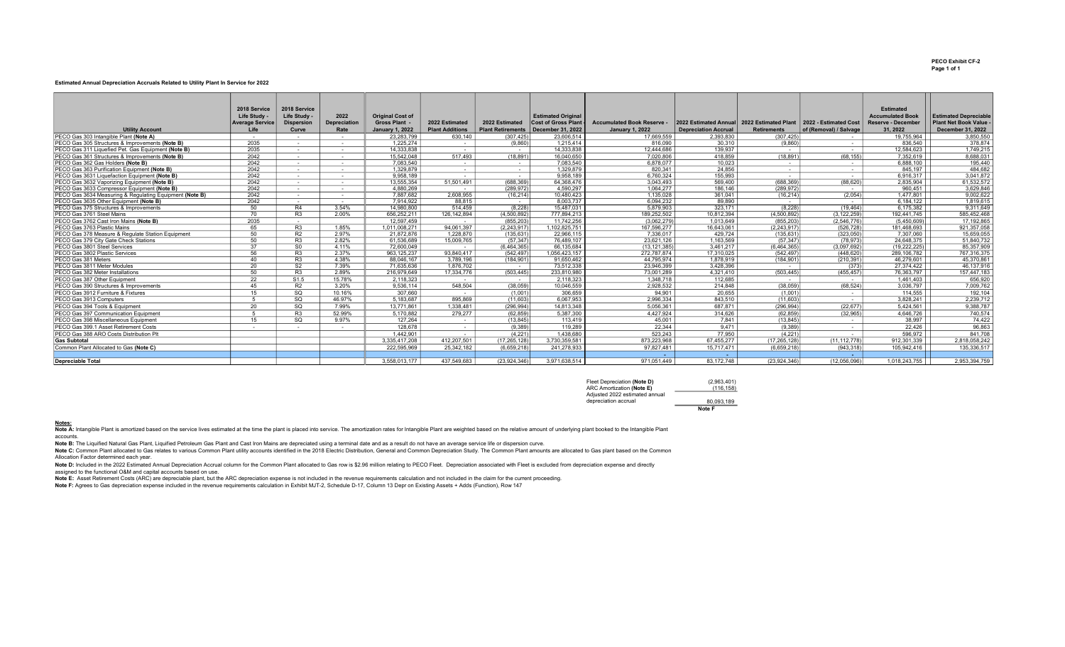PECO Exhibit CF-2
Page 1 of 1

**Estimated Annual Depreciation Accruals Related to Utility Plant In Service for 2022**

| Utility Account | 2018 Service Life Study - Average Service Life | 2018 Service Life Study - Dispersion Curve | 2022 Depreciation Rate | Original Cost of Gross Plant - January 1, 2022 | 2022 Estimated Plant Additions | 2022 Estimated Plant Retirements | Estimated Original Cost of Gross Plant - December 31, 2022 | Accumulated Book Reserve - January 1, 2022 | 2022 Estimated Annual Depreciation Accrual | 2022 Estimated Plant Retirements | 2022 - Estimated Cost of (Removal) / Salvage | Estimated Accumulated Book Reserve - December 31, 2022 | Estimated Depreciable Plant Net Book Value - December 31, 2022 |
|---|---|---|---|---|---|---|---|---|---|---|---|---|---|
| PECO Gas 303 Intangible Plant **(Note A)** | - | - | - | 23,283,799 | 630,140 | (307,425) | 23,606,514 | 17,669,559 | 2,393,830 | (307,425) | - | 19,755,964 | 3,850,550 |
| PECO Gas 305 Structures & Improvements **(Note B)** | 2035 | - | - | 1,225,274 | - | (9,860) | 1,215,414 | 816,090 | 30,310 | (9,860) | - | 836,540 | 378,874 |
| PECO Gas 311 Liquefied Pet. Gas Equipment **(Note B)** | 2035 | - | - | 14,333,838 | - | - | 14,333,838 | 12,444,686 | 139,937 | - | - | 12,584,623 | 1,749,215 |
| PECO Gas 361 Structures & Improvements **(Note B)** | 2042 | - | - | 15,542,048 | 517,493 | (18,891) | 16,040,650 | 7,020,806 | 418,859 | (18,891) | (68,155) | 7,352,619 | 8,688,031 |
| PECO Gas 362 Gas Holders **(Note B)** | 2042 | - | - | 7,083,540 | - | - | 7,083,540 | 6,878,077 | 10,023 | - | - | 6,888,100 | 195,440 |
| PECO Gas 363 Purification Equipment **(Note B)** | 2042 | - | - | 1,329,879 | - | - | 1,329,879 | 820,341 | 24,856 | - | - | 845,197 | 484,682 |
| PECO Gas 3631 Liquefaction Equipment **(Note B)** | 2042 | - | - | 9,958,189 | - | - | 9,958,189 | 6,760,324 | 155,993 | - | - | 6,916,317 | 3,041,872 |
| PECO Gas 3632 Vaporizing Equipment **(Note B)** | 2042 | - | - | 13,555,354 | 51,501,491 | (688,369) | 64,368,476 | 3,043,493 | 569,400 | (688,369) | (88,620) | 2,835,904 | 61,532,572 |
| PECO Gas 3633 Compressor Equipment **(Note B)** | 2042 | - | - | 4,880,269 | - | (289,972) | 4,590,297 | 1,064,277 | 186,146 | (289,972) | - | 960,451 | 3,629,846 |
| PECO Gas 3634 Measuring & Regulating Equipment **(Note B)** | 2042 | - | - | 7,887,682 | 2,608,955 | (16,214) | 10,480,423 | 1,135,028 | 361,041 | (16,214) | (2,054) | 1,477,801 | 9,002,622 |
| PECO Gas 3635 Other Equipment **(Note B)** | 2042 | - | - | 7,914,922 | 88,815 | - | 8,003,737 | 6,094,232 | 89,890 | - | - | 6,184,122 | 1,819,615 |
| PECO Gas 375 Structures & Improvements | 50 | R4 | 3.54% | 14,980,800 | 514,459 | (8,228) | 15,487,031 | 5,879,903 | 323,171 | (8,228) | (19,464) | 6,175,382 | 9,311,649 |
| PECO Gas 3761 Steel Mains | 70 | R3 | 2.00% | 656,252,211 | 126,142,894 | (4,500,892) | 777,894,213 | 189,252,502 | 10,812,394 | (4,500,892) | (3,122,259) | 192,441,745 | 585,452,468 |
| PECO Gas 3762 Cast Iron Mains **(Note B)** | 2035 | - | | 12,597,459 | - | (855,203) | 11,742,256 | (3,062,279) | 1,013,649 | (855,203) | (2,546,776) | (5,450,609) | 17,192,865 |
| PECO Gas 3763 Plastic Mains | 65 | R3 | 1.85% | 1,011,008,271 | 94,061,397 | (2,243,917) | 1,102,825,751 | 167,596,277 | 16,643,061 | (2,243,917) | (526,728) | 181,468,693 | 921,357,058 |
| PECO Gas 378 Measure & Regulate Station Equipment | 50 | R2 | 2.97% | 21,872,876 | 1,228,870 | (135,631) | 22,966,115 | 7,336,017 | 429,724 | (135,631) | (323,050) | 7,307,060 | 15,659,055 |
| PECO Gas 379 City Gate Check Stations | 50 | R3 | 2.82% | 61,536,689 | 15,009,765 | (57,347) | 76,489,107 | 23,621,126 | 1,163,569 | (57,347) | (78,973) | 24,648,375 | 51,840,732 |
| PECO Gas 3801 Steel Services | 37 | S0 | 4.11% | 72,600,049 | - | (6,464,365) | 66,135,684 | (13,121,385) | 3,461,217 | (6,464,365) | (3,097,692) | (19,222,225) | 85,357,909 |
| PECO Gas 3802 Plastic Services | 56 | R3 | 2.37% | 963,125,237 | 93,840,417 | (542,497) | 1,056,423,157 | 272,787,874 | 17,310,025 | (542,497) | (448,620) | 289,106,782 | 767,316,375 |
| PECO Gas 381 Meters | 40 | R3 | 4.38% | 88,046,167 | 3,789,196 | (184,901) | 91,650,462 | 44,795,974 | 1,878,919 | (184,901) | (210,391) | 46,279,601 | 45,370,861 |
| PECO Gas 3811 Meter Modules | 20 | S2 | 7.39% | 71,635,636 | 1,876,702 | - | 73,512,338 | 23,946,399 | 3,428,396 | - | (373) | 27,374,422 | 46,137,916 |
| PECO Gas 382 Meter Installations | 50 | R3 | 2.89% | 216,979,649 | 17,334,776 | (503,445) | 233,810,980 | 73,001,289 | 4,321,410 | (503,445) | (455,457) | 76,363,797 | 157,447,183 |
| PECO Gas 387 Other Equipment | 22 | S1.5 | 15.78% | 2,118,323 | - | - | 2,118,323 | 1,348,718 | 112,685 | - | - | 1,461,403 | 656,920 |
| PECO Gas 390 Structures & Improvements | 45 | R2 | 3.20% | 9,536,114 | 548,504 | (38,059) | 10,046,559 | 2,928,532 | 214,848 | (38,059) | (68,524) | 3,036,797 | 7,009,762 |
| PECO Gas 3912 Furniture & Fixtures | 15 | SQ | 10.16% | 307,660 | - | (1,001) | 306,659 | 94,901 | 20,655 | (1,001) | - | 114,555 | 192,104 |
| PECO Gas 3913 Computers | 5 | SQ | 46.97% | 5,183,687 | 895,869 | (11,603) | 6,067,953 | 2,996,334 | 843,510 | (11,603) | - | 3,828,241 | 2,239,712 |
| PECO Gas 394 Tools & Equipment | 20 | SQ | 7.99% | 13,771,861 | 1,338,481 | (296,994) | 14,813,348 | 5,056,361 | 687,871 | (296,994) | (22,677) | 5,424,561 | 9,388,787 |
| PECO Gas 397 Communication Equipment | 5 | R3 | 52.99% | 5,170,882 | 279,277 | (62,859) | 5,387,300 | 4,427,924 | 314,626 | (62,859) | (32,965) | 4,646,726 | 740,574 |
| PECO Gas 398 Miscellaneous Equipment | 15 | SQ | 9.97% | 127,264 | - | (13,845) | 113,419 | 45,001 | 7,841 | (13,845) | - | 38,997 | 74,422 |
| PECO Gas 399.1 Asset Retirement Costs | - | - | - | 128,678 | - | (9,389) | 119,289 | 22,344 | 9,471 | (9,389) | - | 22,426 | 96,863 |
| PECO Gas 388 ARO Costs Distribution Plt | | | | 1,442,901 | - | (4,221) | 1,438,680 | 523,243 | 77,950 | (4,221) | - | 596,972 | 841,708 |
| **Gas Subtotal** | | | | 3,335,417,208 | 412,207,501 | (17,265,128) | 3,730,359,581 | 873,223,968 | 67,455,277 | (17,265,128) | (11,112,778) | 912,301,339 | 2,818,058,242 |
| Common Plant Allocated to Gas **(Note C)** | | | | 222,595,969 | 25,342,182 | (6,659,218) | 241,278,933 | 97,827,481 | 15,717,471 | (6,659,218) | (943,318) | 105,942,416 | 135,336,517 |
| | | | | | | | | | - | | - | | |
| **Depreciable Total** | | | | 3,558,013,177 | 437,549,683 | (23,924,346) | 3,971,638,514 | 971,051,449 | 83,172,748 | (23,924,346) | (12,056,096) | 1,018,243,755 | 2,953,394,759 |

| | |
|---|---|
| Fleet Depreciation **(Note D)** | (2,963,401) |
| ARC Amortization **(Note E)** | (116,158) |
| Adjusted 2022 estimated annual depreciation accrual | 80,093,189 |
| | **Note F** |

**Notes:**

**Note A:** Intangible Plant is amortized based on the service lives estimated at the time the plant is placed into service. The amortization rates for Intangible Plant are weighted based on the relative amount of underlying plant booked to the Intangible Plant accounts.

**Note B:** The Liquified Natural Gas Plant, Liquified Petroleum Gas Plant and Cast Iron Mains are depreciated using a terminal date and as a result do not have an average service life or dispersion curve.

**Note C:** Common Plant allocated to Gas relates to various Common Plant utility accounts identified in the 2018 Electric Distribution, General and Common Depreciation Study. The Common Plant amounts are allocated to Gas plant based on the Common Allocation Factor determined each year.

**Note D:** Included in the 2022 Estimated Annual Depreciation Accrual column for the Common Plant allocated to Gas row is $2.96 million relating to PECO Fleet. Depreciation associated with Fleet is excluded from depreciation expense and directly assigned to the functional O&M and capital accounts based on use.

**Note E:** Asset Retirement Costs (ARC) are depreciable plant, but the ARC depreciation expense is not included in the revenue requirements calculation and not included in the claim for the current proceeding.

**Note F:** Agrees to Gas depreciation expense included in the revenue requirements calculation in Exhibit MJT-2, Schedule D-17, Column 13 Depr on Existing Assets + Adds (Function), Row 147